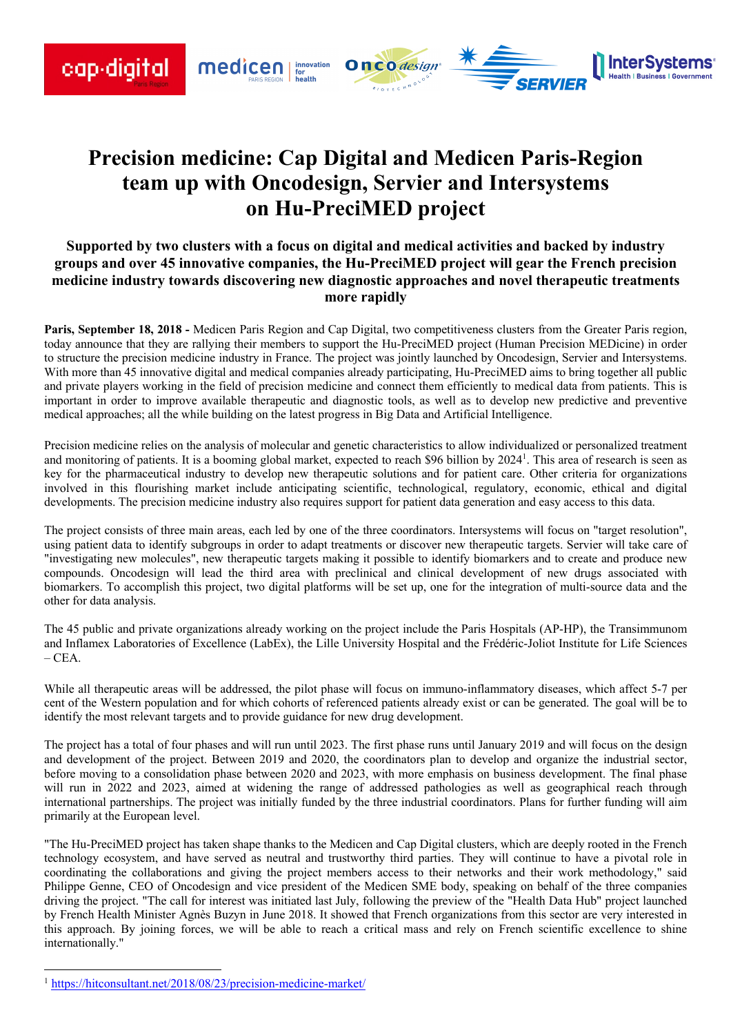# Precision medicine: Cap Digital and Medicen Paris-Region team up with Oncodesign, Servier and Intersystems on Hu-PreciMED project

**Supported by two clusters with a focus on digital and medical activities and backed by industry groups and over 45 innovative companies, the Hu-PreciMED project will gear the French precision medicine industry towards discovering new diagnostic approaches and novel therapeutic treatments more rapidly**

**Paris, September 18, 2018 -** Medicen Paris Region and Cap Digital, two competitiveness clusters from the Greater Paris region, today announce that they are rallying their members to support the Hu-PreciMED project (Human Precision MEDicine) in order to structure the precision medicine industry in France. The project was jointly launched by Oncodesign, Servier and Intersystems. With more than 45 innovative digital and medical companies already participating, Hu-PreciMED aims to bring together all public and private players working in the field of precision medicine and connect them efficiently to medical data from patients. This is important in order to improve available therapeutic and diagnostic tools, as well as to develop new predictive and preventive medical approaches; all the while building on the latest progress in Big Data and Artificial Intelligence.

Precision medicine relies on the analysis of molecular and genetic characteristics to allow individualized or personalized treatment and monitoring of patients. It is a booming global market, expected to reach $96 billion by 2024[1]. This area of research is seen as key for the pharmaceutical industry to develop new therapeutic solutions and for patient care. Other criteria for organizations involved in this flourishing market include anticipating scientific, technological, regulatory, economic, ethical and digital developments. The precision medicine industry also requires support for patient data generation and easy access to this data.

The project consists of three main areas, each led by one of the three coordinators. Intersystems will focus on "target resolution", using patient data to identify subgroups in order to adapt treatments or discover new therapeutic targets. Servier will take care of "investigating new molecules", new therapeutic targets making it possible to identify biomarkers and to create and produce new compounds. Oncodesign will lead the third area with preclinical and clinical development of new drugs associated with biomarkers. To accomplish this project, two digital platforms will be set up, one for the integration of multi-source data and the other for data analysis.

The 45 public and private organizations already working on the project include the Paris Hospitals (AP-HP), the Transimmunom and Inflamex Laboratories of Excellence (LabEx), the Lille University Hospital and the Frédéric-Joliot Institute for Life Sciences – CEA.

While all therapeutic areas will be addressed, the pilot phase will focus on immuno-inflammatory diseases, which affect 5-7 per cent of the Western population and for which cohorts of referenced patients already exist or can be generated. The goal will be to identify the most relevant targets and to provide guidance for new drug development.

The project has a total of four phases and will run until 2023. The first phase runs until January 2019 and will focus on the design and development of the project. Between 2019 and 2020, the coordinators plan to develop and organize the industrial sector, before moving to a consolidation phase between 2020 and 2023, with more emphasis on business development. The final phase will run in 2022 and 2023, aimed at widening the range of addressed pathologies as well as geographical reach through international partnerships. The project was initially funded by the three industrial coordinators. Plans for further funding will aim primarily at the European level.

"The Hu-PreciMED project has taken shape thanks to the Medicen and Cap Digital clusters, which are deeply rooted in the French technology ecosystem, and have served as neutral and trustworthy third parties. They will continue to have a pivotal role in coordinating the collaborations and giving the project members access to their networks and their work methodology," said Philippe Genne, CEO of Oncodesign and vice president of the Medicen SME body, speaking on behalf of the three companies driving the project. "The call for interest was initiated last July, following the preview of the "Health Data Hub" project launched by French Health Minister Agnès Buzyn in June 2018. It showed that French organizations from this sector are very interested in this approach. By joining forces, we will be able to reach a critical mass and rely on French scientific excellence to shine internationally."

---

[1] https://hitconsultant.net/2018/08/23/precision-medicine-market/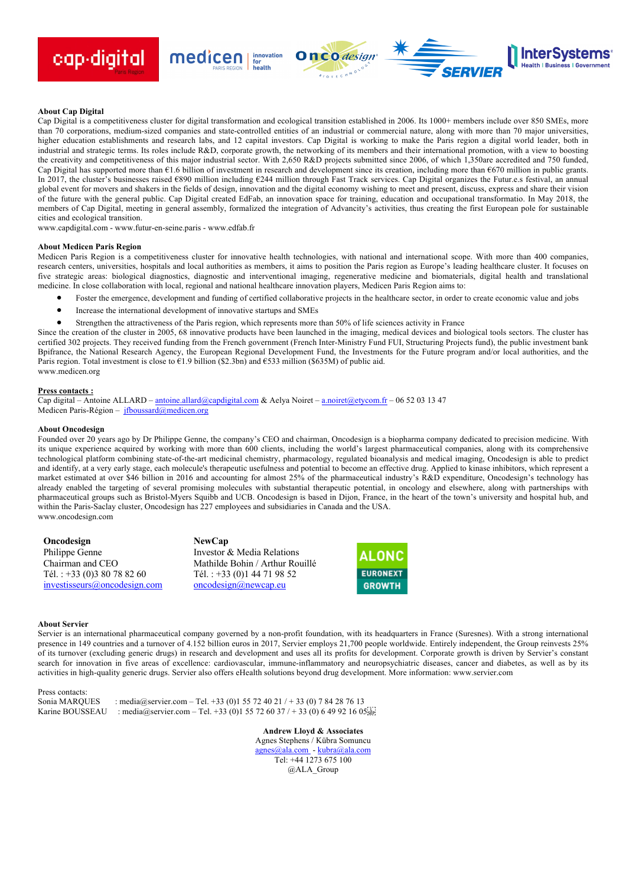**About Cap Digital**

Cap Digital is a competitiveness cluster for digital transformation and ecological transition established in 2006. Its 1000+ members include over 850 SMEs, more than 70 corporations, medium-sized companies and state-controlled entities of an industrial or commercial nature, along with more than 70 major universities, higher education establishments and research labs, and 12 capital investors. Cap Digital is working to make the Paris region a digital world leader, both in industrial and strategic terms. Its roles include R&D, corporate growth, the networking of its members and their international promotion, with a view to boosting the creativity and competitiveness of this major industrial sector. With 2,650 R&D projects submitted since 2006, of which 1,350are accredited and 750 funded, Cap Digital has supported more than €1.6 billion of investment in research and development since its creation, including more than €670 million in public grants. In 2017, the cluster's businesses raised €890 million including €244 million through Fast Track services. Cap Digital organizes the Futur.e.s festival, an annual global event for movers and shakers in the fields of design, innovation and the digital economy wishing to meet and present, discuss, express and share their vision of the future with the general public. Cap Digital created EdFab, an innovation space for training, education and occupational transformatio. In May 2018, the members of Cap Digital, meeting in general assembly, formalized the integration of Advancity's activities, thus creating the first European pole for sustainable cities and ecological transition.

www.capdigital.com - www.futur-en-seine.paris - www.edfab.fr

**About Medicen Paris Region**

Medicen Paris Region is a competitiveness cluster for innovative health technologies, with national and international scope. With more than 400 companies, research centers, universities, hospitals and local authorities as members, it aims to position the Paris region as Europe's leading healthcare cluster. It focuses on five strategic areas: biological diagnostics, diagnostic and interventional imaging, regenerative medicine and biomaterials, digital health and translational medicine. In close collaboration with local, regional and national healthcare innovation players, Medicen Paris Region aims to:

- Foster the emergence, development and funding of certified collaborative projects in the healthcare sector, in order to create economic value and jobs
- Increase the international development of innovative startups and SMEs
- Strengthen the attractiveness of the Paris region, which represents more than 50% of life sciences activity in France

Since the creation of the cluster in 2005, 68 innovative products have been launched in the imaging, medical devices and biological tools sectors. The cluster has certified 302 projects. They received funding from the French government (French Inter-Ministry Fund FUI, Structuring Projects fund), the public investment bank Bpifrance, the National Research Agency, the European Regional Development Fund, the Investments for the Future program and/or local authorities, and the Paris region. Total investment is close to €1.9 billion ($2.3bn) and €533 million ($635M) of public aid.

www.medicen.org

**Press contacts :**

Cap digital – Antoine ALLARD – antoine.allard@capdigital.com & Aelya Noiret – a.noiret@etycom.fr – 06 52 03 13 47
Medicen Paris-Région – jfboussard@medicen.org

**About Oncodesign**

Founded over 20 years ago by Dr Philippe Genne, the company's CEO and chairman, Oncodesign is a biopharma company dedicated to precision medicine. With its unique experience acquired by working with more than 600 clients, including the world's largest pharmaceutical companies, along with its comprehensive technological platform combining state-of-the-art medicinal chemistry, pharmacology, regulated bioanalysis and medical imaging, Oncodesign is able to predict and identify, at a very early stage, each molecule's therapeutic usefulness and potential to become an effective drug. Applied to kinase inhibitors, which represent a market estimated at over $46 billion in 2016 and accounting for almost 25% of the pharmaceutical industry's R&D expenditure, Oncodesign's technology has already enabled the targeting of several promising molecules with substantial therapeutic potential, in oncology and elsewhere, along with partnerships with pharmaceutical groups such as Bristol-Myers Squibb and UCB. Oncodesign is based in Dijon, France, in the heart of the town's university and hospital hub, and within the Paris-Saclay cluster, Oncodesign has 227 employees and subsidiaries in Canada and the USA.

www.oncodesign.com

| | | |
|---|---|---|
| **Oncodesign** | **NewCap** | ALONC |
| Philippe Genne | Investor & Media Relations | EURONEXT |
| Chairman and CEO | Mathilde Bohin / Arthur Rouillé | GROWTH |
| Tél. : +33 (0)3 80 78 82 60 | Tél. : +33 (0)1 44 71 98 52 | |
| investisseurs@oncodesign.com | oncodesign@newcap.eu | |

**About Servier**

Servier is an international pharmaceutical company governed by a non-profit foundation, with its headquarters in France (Suresnes). With a strong international presence in 149 countries and a turnover of 4.152 billion euros in 2017, Servier employs 21,700 people worldwide. Entirely independent, the Group reinvests 25% of its turnover (excluding generic drugs) in research and development and uses all its profits for development. Corporate growth is driven by Servier's constant search for innovation in five areas of excellence: cardiovascular, immune-inflammatory and neuropsychiatric diseases, cancer and diabetes, as well as by its activities in high-quality generic drugs. Servier also offers eHealth solutions beyond drug development. More information: www.servier.com

Press contacts:
Sonia MARQUES : media@servier.com – Tel. +33 (0)1 55 72 40 21 / + 33 (0) 7 84 28 76 13
Karine BOUSSEAU : media@servier.com – Tel. +33 (0)1 55 72 60 37 / + 33 (0) 6 49 92 16 05

**Andrew Lloyd & Associates**
Agnes Stephens / Kübra Somuncu
agnes@ala.com - kubra@ala.com
Tel: +44 1273 675 100
@ALA_Group